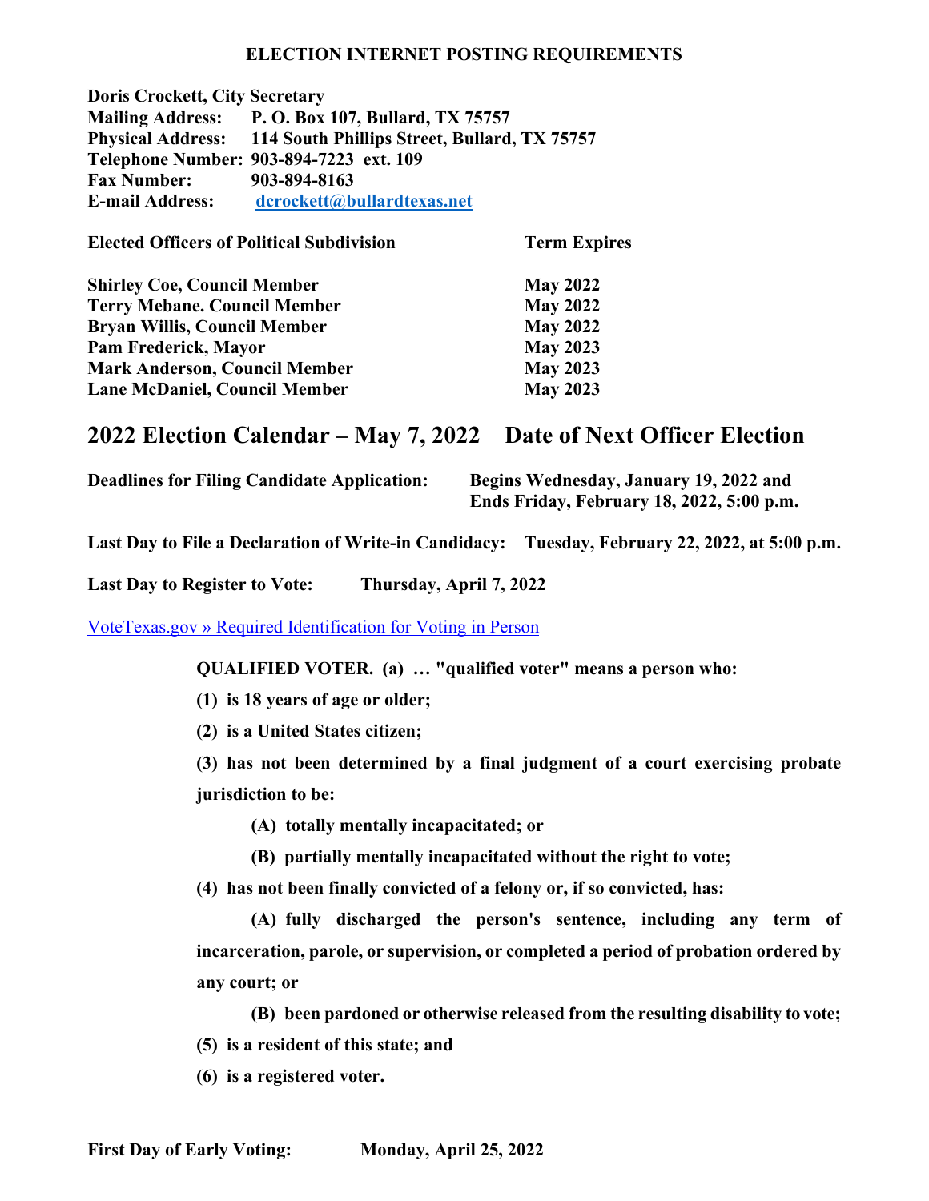# ELECTION INTERNET POSTING REQUIREMENTS

**Doris Crockett, City Secretary**
**Mailing Address:** P. O. Box 107, Bullard, TX 75757
**Physical Address:** 114 South Phillips Street, Bullard, TX 75757
**Telephone Number:** 903-894-7223 ext. 109
**Fax Number:** 903-894-8163
**E-mail Address:** [dcrockett@bullardtexas.net](mailto:dcrockett@bullardtexas.net)

| Elected Officers of Political Subdivision | Term Expires |
|---|---|
| Shirley Coe, Council Member | May 2022 |
| Terry Mebane. Council Member | May 2022 |
| Bryan Willis, Council Member | May 2022 |
| Pam Frederick, Mayor | May 2023 |
| Mark Anderson, Council Member | May 2023 |
| Lane McDaniel, Council Member | May 2023 |

## 2022 Election Calendar – May 7, 2022 Date of Next Officer Election

**Deadlines for Filing Candidate Application:** Begins Wednesday, January 19, 2022 and Ends Friday, February 18, 2022, 5:00 p.m.

**Last Day to File a Declaration of Write-in Candidacy:** Tuesday, February 22, 2022, at 5:00 p.m.

**Last Day to Register to Vote:** Thursday, April 7, 2022

[VoteTexas.gov » Required Identification for Voting in Person]()

**QUALIFIED VOTER. (a) … "qualified voter" means a person who:**

**(1) is 18 years of age or older;**

**(2) is a United States citizen;**

**(3) has not been determined by a final judgment of a court exercising probate jurisdiction to be:**

**(A) totally mentally incapacitated; or**

**(B) partially mentally incapacitated without the right to vote;**

**(4) has not been finally convicted of a felony or, if so convicted, has:**

**(A) fully discharged the person's sentence, including any term of incarceration, parole, or supervision, or completed a period of probation ordered by any court; or**

**(B) been pardoned or otherwise released from the resulting disability to vote;**

**(5) is a resident of this state; and**

**(6) is a registered voter.**

**First Day of Early Voting:** Monday, April 25, 2022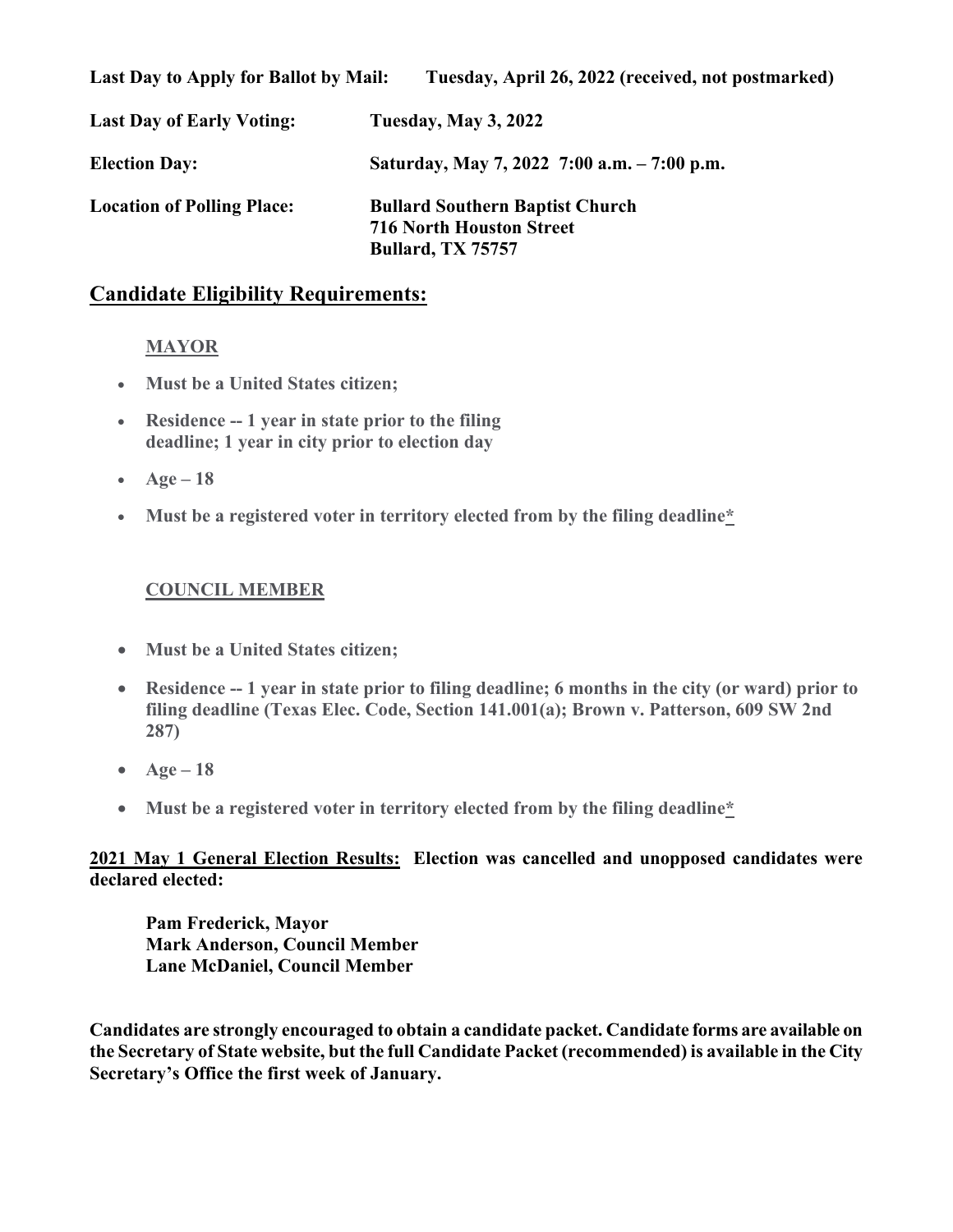| | |
|---|---|
| **Last Day to Apply for Ballot by Mail:** | **Tuesday, April 26, 2022 (received, not postmarked)** |
| **Last Day of Early Voting:** | **Tuesday, May 3, 2022** |
| **Election Day:** | **Saturday, May 7, 2022 7:00 a.m. – 7:00 p.m.** |
| **Location of Polling Place:** | **Bullard Southern Baptist Church<br>716 North Houston Street<br>Bullard, TX 75757** |

## Candidate Eligibility Requirements:

### MAYOR

- **Must be a United States citizen;**
- **Residence -- 1 year in state prior to the filing deadline; 1 year in city prior to election day**
- **Age – 18**
- **Must be a registered voter in territory elected from by the filing deadline*
**

### COUNCIL MEMBER

- **Must be a United States citizen;**
- **Residence -- 1 year in state prior to filing deadline; 6 months in the city (or ward) prior to filing deadline (Texas Elec. Code, Section 141.001(a); Brown v. Patterson, 609 SW 2nd 287)**
- **Age – 18**
- **Must be a registered voter in territory elected from by the filing deadline*
**

**2021 May 1 General Election Results: Election was cancelled and unopposed candidates were declared elected:**

**Pam Frederick, Mayor**
**Mark Anderson, Council Member**
**Lane McDaniel, Council Member**

**Candidates are strongly encouraged to obtain a candidate packet. Candidate forms are available on the Secretary of State website, but the full Candidate Packet (recommended) is available in the City Secretary's Office the first week of January.**